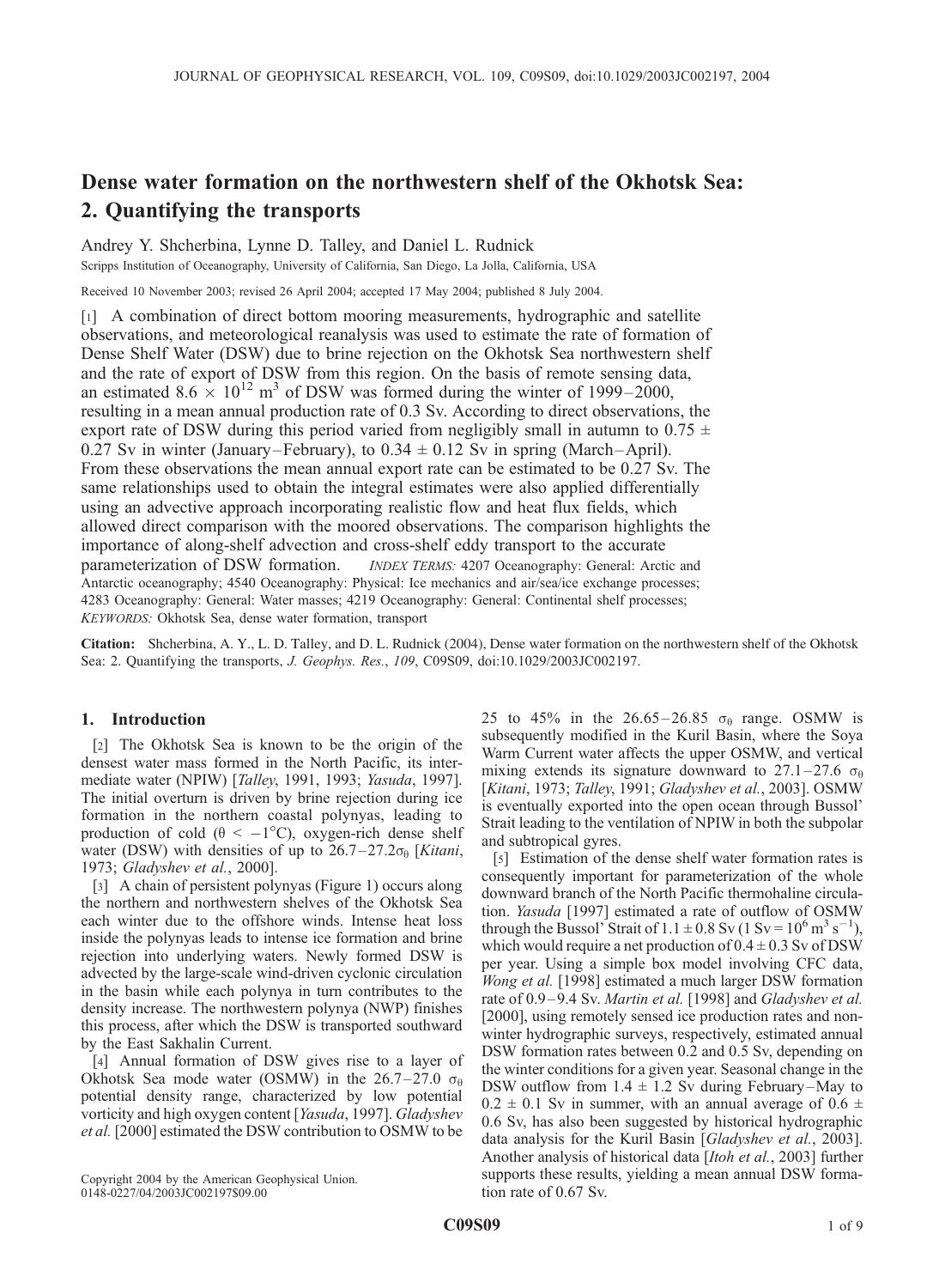# Dense water formation on the northwestern shelf of the Okhotsk Sea: 2. Quantifying the transports

Andrey Y. Shcherbina, Lynne D. Talley, and Daniel L. Rudnick

Scripps Institution of Oceanography, University of California, San Diego, La Jolla, California, USA

Received 10 November 2003; revised 26 April 2004; accepted 17 May 2004; published 8 July 2004.

[1] A combination of direct bottom mooring measurements, hydrographic and satellite observations, and meteorological reanalysis was used to estimate the rate of formation of Dense Shelf Water (DSW) due to brine rejection on the Okhotsk Sea northwestern shelf and the rate of export of DSW from this region. On the basis of remote sensing data, an estimated $8.6 \times 10^{12}$ m$^3$ of DSW was formed during the winter of 1999–2000, resulting in a mean annual production rate of 0.3 Sv. According to direct observations, the export rate of DSW during this period varied from negligibly small in autumn to $0.75 \pm 0.27$ Sv in winter (January–February), to $0.34 \pm 0.12$ Sv in spring (March–April). From these observations the mean annual export rate can be estimated to be 0.27 Sv. The same relationships used to obtain the integral estimates were also applied differentially using an advective approach incorporating realistic flow and heat flux fields, which allowed direct comparison with the moored observations. The comparison highlights the importance of along-shelf advection and cross-shelf eddy transport to the accurate parameterization of DSW formation. *INDEX TERMS:* 4207 Oceanography: General: Arctic and Antarctic oceanography; 4540 Oceanography: Physical: Ice mechanics and air/sea/ice exchange processes; 4283 Oceanography: General: Water masses; 4219 Oceanography: General: Continental shelf processes; *KEYWORDS:* Okhotsk Sea, dense water formation, transport

**Citation:** Shcherbina, A. Y., L. D. Talley, and D. L. Rudnick (2004), Dense water formation on the northwestern shelf of the Okhotsk Sea: 2. Quantifying the transports, *J. Geophys. Res.*, *109*, C09S09, doi:10.1029/2003JC002197.

## 1. Introduction

[2] The Okhotsk Sea is known to be the origin of the densest water mass formed in the North Pacific, its intermediate water (NPIW) [*Talley*, 1991, 1993; *Yasuda*, 1997]. The initial overturn is driven by brine rejection during ice formation in the northern coastal polynyas, leading to production of cold ($\theta < -1°$C), oxygen-rich dense shelf water (DSW) with densities of up to 26.7–27.2$\sigma_\theta$ [*Kitani*, 1973; *Gladyshev et al.*, 2000].

[3] A chain of persistent polynyas (Figure 1) occurs along the northern and northwestern shelves of the Okhotsk Sea each winter due to the offshore winds. Intense heat loss inside the polynyas leads to intense ice formation and brine rejection into underlying waters. Newly formed DSW is advected by the large-scale wind-driven cyclonic circulation in the basin while each polynya in turn contributes to the density increase. The northwestern polynya (NWP) finishes this process, after which the DSW is transported southward by the East Sakhalin Current.

[4] Annual formation of DSW gives rise to a layer of Okhotsk Sea mode water (OSMW) in the 26.7–27.0 $\sigma_\theta$ potential density range, characterized by low potential vorticity and high oxygen content [*Yasuda*, 1997]. *Gladyshev et al.* [2000] estimated the DSW contribution to OSMW to be 25 to 45% in the 26.65–26.85 $\sigma_\theta$ range. OSMW is subsequently modified in the Kuril Basin, where the Soya Warm Current water affects the upper OSMW, and vertical mixing extends its signature downward to 27.1–27.6 $\sigma_\theta$ [*Kitani*, 1973; *Talley*, 1991; *Gladyshev et al.*, 2003]. OSMW is eventually exported into the open ocean through Bussol' Strait leading to the ventilation of NPIW in both the subpolar and subtropical gyres.

[5] Estimation of the dense shelf water formation rates is consequently important for parameterization of the whole downward branch of the North Pacific thermohaline circulation. *Yasuda* [1997] estimated a rate of outflow of OSMW through the Bussol' Strait of $1.1 \pm 0.8$ Sv (1 Sv = $10^6$ m$^3$ s$^{-1}$), which would require a net production of $0.4 \pm 0.3$ Sv of DSW per year. Using a simple box model involving CFC data, *Wong et al.* [1998] estimated a much larger DSW formation rate of 0.9–9.4 Sv. *Martin et al.* [1998] and *Gladyshev et al.* [2000], using remotely sensed ice production rates and non-winter hydrographic surveys, respectively, estimated annual DSW formation rates between 0.2 and 0.5 Sv, depending on the winter conditions for a given year. Seasonal change in the DSW outflow from $1.4 \pm 1.2$ Sv during February–May to $0.2 \pm 0.1$ Sv in summer, with an annual average of $0.6 \pm 0.6$ Sv, has also been suggested by historical hydrographic data analysis for the Kuril Basin [*Gladyshev et al.*, 2003]. Another analysis of historical data [*Itoh et al.*, 2003] further supports these results, yielding a mean annual DSW formation rate of 0.67 Sv.

Copyright 2004 by the American Geophysical Union.
0148-0227/04/2003JC002197$09.00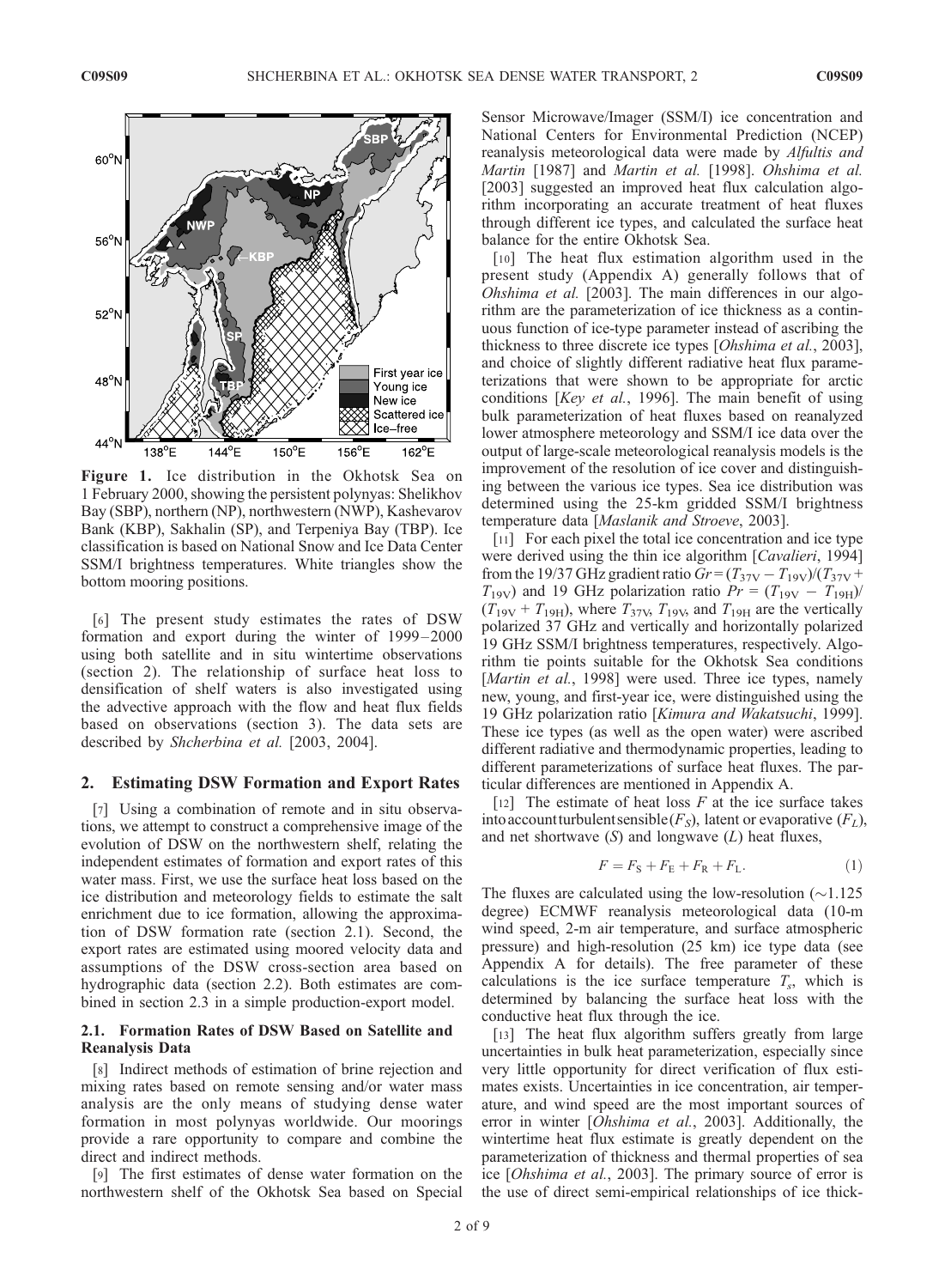**Figure 1.** Ice distribution in the Okhotsk Sea on 1 February 2000, showing the persistent polynyas: Shelikhov Bay (SBP), northern (NP), northwestern (NWP), Kashevarov Bank (KBP), Sakhalin (SP), and Terpeniya Bay (TBP). Ice classification is based on National Snow and Ice Data Center SSM/I brightness temperatures. White triangles show the bottom mooring positions.

[6] The present study estimates the rates of DSW formation and export during the winter of 1999–2000 using both satellite and in situ wintertime observations (section 2). The relationship of surface heat loss to densification of shelf waters is also investigated using the advective approach with the flow and heat flux fields based on observations (section 3). The data sets are described by *Shcherbina et al.* [2003, 2004].

## 2. Estimating DSW Formation and Export Rates

[7] Using a combination of remote and in situ observations, we attempt to construct a comprehensive image of the evolution of DSW on the northwestern shelf, relating the independent estimates of formation and export rates of this water mass. First, we use the surface heat loss based on the ice distribution and meteorology fields to estimate the salt enrichment due to ice formation, allowing the approximation of DSW formation rate (section 2.1). Second, the export rates are estimated using moored velocity data and assumptions of the DSW cross-section area based on hydrographic data (section 2.2). Both estimates are combined in section 2.3 in a simple production-export model.

### 2.1. Formation Rates of DSW Based on Satellite and Reanalysis Data

[8] Indirect methods of estimation of brine rejection and mixing rates based on remote sensing and/or water mass analysis are the only means of studying dense water formation in most polynyas worldwide. Our moorings provide a rare opportunity to compare and combine the direct and indirect methods.

[9] The first estimates of dense water formation on the northwestern shelf of the Okhotsk Sea based on Special Sensor Microwave/Imager (SSM/I) ice concentration and National Centers for Environmental Prediction (NCEP) reanalysis meteorological data were made by *Alfultis and Martin* [1987] and *Martin et al.* [1998]. *Ohshima et al.* [2003] suggested an improved heat flux calculation algorithm incorporating an accurate treatment of heat fluxes through different ice types, and calculated the surface heat balance for the entire Okhotsk Sea.

[10] The heat flux estimation algorithm used in the present study (Appendix A) generally follows that of *Ohshima et al.* [2003]. The main differences in our algorithm are the parameterization of ice thickness as a continuous function of ice-type parameter instead of ascribing the thickness to three discrete ice types [*Ohshima et al.*, 2003], and choice of slightly different radiative heat flux parameterizations that were shown to be appropriate for arctic conditions [*Key et al.*, 1996]. The main benefit of using bulk parameterization of heat fluxes based on reanalyzed lower atmosphere meteorology and SSM/I ice data over the output of large-scale meteorological reanalysis models is the improvement of the resolution of ice cover and distinguishing between the various ice types. Sea ice distribution was determined using the 25-km gridded SSM/I brightness temperature data [*Maslanik and Stroeve*, 2003].

[11] For each pixel the total ice concentration and ice type were derived using the thin ice algorithm [*Cavalieri*, 1994] from the 19/37 GHz gradient ratio $Gr = (T_{37V} - T_{19V})/(T_{37V} + T_{19V})$ and 19 GHz polarization ratio $Pr = (T_{19V} - T_{19H})/(T_{19V} + T_{19H})$, where $T_{37V}$, $T_{19V}$, and $T_{19H}$ are the vertically polarized 37 GHz and vertically and horizontally polarized 19 GHz SSM/I brightness temperatures, respectively. Algorithm tie points suitable for the Okhotsk Sea conditions [*Martin et al.*, 1998] were used. Three ice types, namely new, young, and first-year ice, were distinguished using the 19 GHz polarization ratio [*Kimura and Wakatsuchi*, 1999]. These ice types (as well as the open water) were ascribed different radiative and thermodynamic properties, leading to different parameterizations of surface heat fluxes. The particular differences are mentioned in Appendix A.

[12] The estimate of heat loss $F$ at the ice surface takes into account turbulent sensible ($F_S$), latent or evaporative ($F_L$), and net shortwave ($S$) and longwave ($L$) heat fluxes,

$$F = F_S + F_E + F_R + F_L. \quad (1)$$

The fluxes are calculated using the low-resolution (~1.125 degree) ECMWF reanalysis meteorological data (10-m wind speed, 2-m air temperature, and surface atmospheric pressure) and high-resolution (25 km) ice type data (see Appendix A for details). The free parameter of these calculations is the ice surface temperature $T_s$, which is determined by balancing the surface heat loss with the conductive heat flux through the ice.

[13] The heat flux algorithm suffers greatly from large uncertainties in bulk heat parameterization, especially since very little opportunity for direct verification of flux estimates exists. Uncertainties in ice concentration, air temperature, and wind speed are the most important sources of error in winter [*Ohshima et al.*, 2003]. Additionally, the wintertime heat flux estimate is greatly dependent on the parameterization of thickness and thermal properties of sea ice [*Ohshima et al.*, 2003]. The primary source of error is the use of direct semi-empirical relationships of ice thick-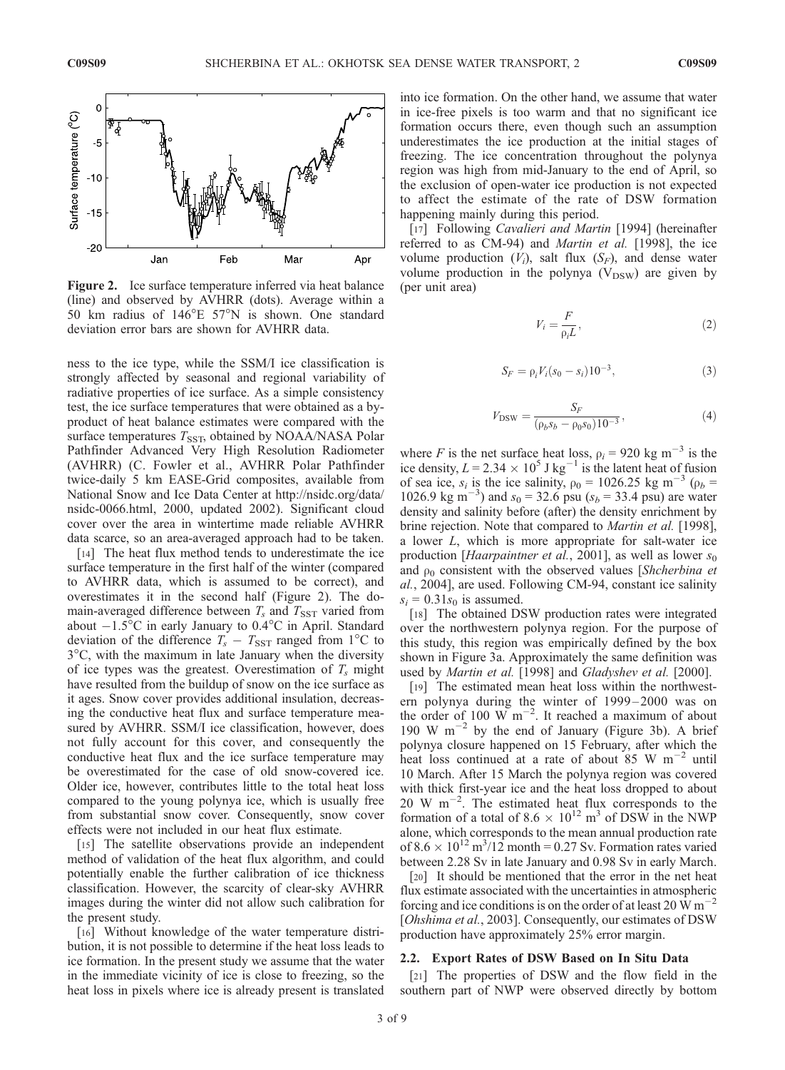Figure 2. Ice surface temperature inferred via heat balance (line) and observed by AVHRR (dots). Average within a 50 km radius of 146°E 57°N is shown. One standard deviation error bars are shown for AVHRR data.

ness to the ice type, while the SSM/I ice classification is strongly affected by seasonal and regional variability of radiative properties of ice surface. As a simple consistency test, the ice surface temperatures that were obtained as a by-product of heat balance estimates were compared with the surface temperatures $T_{\mathrm{SST}}$, obtained by NOAA/NASA Polar Pathfinder Advanced Very High Resolution Radiometer (AVHRR) (C. Fowler et al., AVHRR Polar Pathfinder twice-daily 5 km EASE-Grid composites, available from National Snow and Ice Data Center at http://nsidc.org/data/nsidc-0066.html, 2000, updated 2002). Significant cloud cover over the area in wintertime made reliable AVHRR data scarce, so an area-averaged approach had to be taken.

[14] The heat flux method tends to underestimate the ice surface temperature in the first half of the winter (compared to AVHRR data, which is assumed to be correct), and overestimates it in the second half (Figure 2). The domain-averaged difference between $T_s$ and $T_{\mathrm{SST}}$ varied from about $-1.5$°C in early January to 0.4°C in April. Standard deviation of the difference $T_s - T_{\mathrm{SST}}$ ranged from 1°C to 3°C, with the maximum in late January when the diversity of ice types was the greatest. Overestimation of $T_s$ might have resulted from the buildup of snow on the ice surface as it ages. Snow cover provides additional insulation, decreasing the conductive heat flux and surface temperature measured by AVHRR. SSM/I ice classification, however, does not fully account for this cover, and consequently the conductive heat flux and the ice surface temperature may be overestimated for the case of old snow-covered ice. Older ice, however, contributes little to the total heat loss compared to the young polynya ice, which is usually free from substantial snow cover. Consequently, snow cover effects were not included in our heat flux estimate.

[15] The satellite observations provide an independent method of validation of the heat flux algorithm, and could potentially enable the further calibration of ice thickness classification. However, the scarcity of clear-sky AVHRR images during the winter did not allow such calibration for the present study.

[16] Without knowledge of the water temperature distribution, it is not possible to determine if the heat loss leads to ice formation. In the present study we assume that the water in the immediate vicinity of ice is close to freezing, so the heat loss in pixels where ice is already present is translated into ice formation. On the other hand, we assume that water in ice-free pixels is too warm and that no significant ice formation occurs there, even though such an assumption underestimates the ice production at the initial stages of freezing. The ice concentration throughout the polynya region was high from mid-January to the end of April, so the exclusion of open-water ice production is not expected to affect the estimate of the rate of DSW formation happening mainly during this period.

[17] Following *Cavalieri and Martin* [1994] (hereinafter referred to as CM-94) and *Martin et al.* [1998], the ice volume production ($V_i$), salt flux ($S_F$), and dense water volume production in the polynya ($V_{\mathrm{DSW}}$) are given by (per unit area)

$$V_i = \frac{F}{\rho_i L}, \tag{2}$$

$$S_F = \rho_i V_i (s_0 - s_i) 10^{-3}, \tag{3}$$

$$V_{\mathrm{DSW}} = \frac{S_F}{(\rho_b s_b - \rho_0 s_0) 10^{-3}}, \tag{4}$$

where $F$ is the net surface heat loss, $\rho_i = 920$ kg m$^{-3}$ is the ice density, $L = 2.34 \times 10^5$ J kg$^{-1}$ is the latent heat of fusion of sea ice, $s_i$ is the ice salinity, $\rho_0 = 1026.25$ kg m$^{-3}$ ($\rho_b = 1026.9$ kg m$^{-3}$) and $s_0 = 32.6$ psu ($s_b = 33.4$ psu) are water density and salinity before (after) the density enrichment by brine rejection. Note that compared to *Martin et al.* [1998], a lower $L$, which is more appropriate for salt-water ice production [*Haarpaintner et al.*, 2001], as well as lower $s_0$ and $\rho_0$ consistent with the observed values [*Shcherbina et al.*, 2004], are used. Following CM-94, constant ice salinity $s_i = 0.31 s_0$ is assumed.

[18] The obtained DSW production rates were integrated over the northwestern polynya region. For the purpose of this study, this region was empirically defined by the box shown in Figure 3a. Approximately the same definition was used by *Martin et al.* [1998] and *Gladyshev et al.* [2000].

[19] The estimated mean heat loss within the northwestern polynya during the winter of 1999–2000 was on the order of 100 W m$^{-2}$. It reached a maximum of about 190 W m$^{-2}$ by the end of January (Figure 3b). A brief polynya closure happened on 15 February, after which the heat loss continued at a rate of about 85 W m$^{-2}$ until 10 March. After 15 March the polynya region was covered with thick first-year ice and the heat loss dropped to about 20 W m$^{-2}$. The estimated heat flux corresponds to the formation of a total of $8.6 \times 10^{12}$ m$^3$ of DSW in the NWP alone, which corresponds to the mean annual production rate of $8.6 \times 10^{12}$ m$^3$/12 month = 0.27 Sv. Formation rates varied between 2.28 Sv in late January and 0.98 Sv in early March.

[20] It should be mentioned that the error in the net heat flux estimate associated with the uncertainties in atmospheric forcing and ice conditions is on the order of at least 20 W m$^{-2}$ [*Ohshima et al.*, 2003]. Consequently, our estimates of DSW production have approximately 25% error margin.

### 2.2. Export Rates of DSW Based on In Situ Data

[21] The properties of DSW and the flow field in the southern part of NWP were observed directly by bottom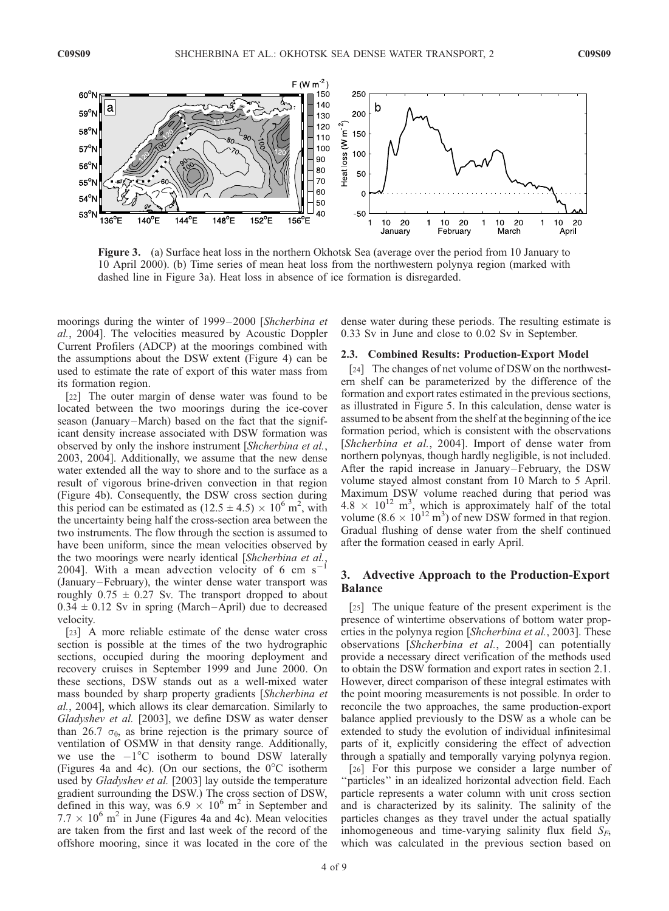**Figure 3.** (a) Surface heat loss in the northern Okhotsk Sea (average over the period from 10 January to 10 April 2000). (b) Time series of mean heat loss from the northwestern polynya region (marked with dashed line in Figure 3a). Heat loss in absence of ice formation is disregarded.

moorings during the winter of 1999–2000 [*Shcherbina et al.*, 2004]. The velocities measured by Acoustic Doppler Current Profilers (ADCP) at the moorings combined with the assumptions about the DSW extent (Figure 4) can be used to estimate the rate of export of this water mass from its formation region.

[22] The outer margin of dense water was found to be located between the two moorings during the ice-cover season (January–March) based on the fact that the significant density increase associated with DSW formation was observed by only the inshore instrument [*Shcherbina et al.*, 2003, 2004]. Additionally, we assume that the new dense water extended all the way to shore and to the surface as a result of vigorous brine-driven convection in that region (Figure 4b). Consequently, the DSW cross section during this period can be estimated as $(12.5 \pm 4.5) \times 10^6$ m$^2$, with the uncertainty being half the cross-section area between the two instruments. The flow through the section is assumed to have been uniform, since the mean velocities observed by the two moorings were nearly identical [*Shcherbina et al.*, 2004]. With a mean advection velocity of 6 cm s$^{-1}$ (January–February), the winter dense water transport was roughly $0.75 \pm 0.27$ Sv. The transport dropped to about $0.34 \pm 0.12$ Sv in spring (March–April) due to decreased velocity.

[23] A more reliable estimate of the dense water cross section is possible at the times of the two hydrographic sections, occupied during the mooring deployment and recovery cruises in September 1999 and June 2000. On these sections, DSW stands out as a well-mixed water mass bounded by sharp property gradients [*Shcherbina et al.*, 2004], which allows its clear demarcation. Similarly to *Gladyshev et al.* [2003], we define DSW as water denser than 26.7 $\sigma_\theta$, as brine rejection is the primary source of ventilation of OSMW in that density range. Additionally, we use the $-1$°C isotherm to bound DSW laterally (Figures 4a and 4c). (On our sections, the 0°C isotherm used by *Gladyshev et al.* [2003] lay outside the temperature gradient surrounding the DSW.) The cross section of DSW, defined in this way, was $6.9 \times 10^6$ m$^2$ in September and $7.7 \times 10^6$ m$^2$ in June (Figures 4a and 4c). Mean velocities are taken from the first and last week of the record of the offshore mooring, since it was located in the core of the dense water during these periods. The resulting estimate is 0.33 Sv in June and close to 0.02 Sv in September.

### 2.3. Combined Results: Production-Export Model

[24] The changes of net volume of DSW on the northwestern shelf can be parameterized by the difference of the formation and export rates estimated in the previous sections, as illustrated in Figure 5. In this calculation, dense water is assumed to be absent from the shelf at the beginning of the ice formation period, which is consistent with the observations [*Shcherbina et al.*, 2004]. Import of dense water from northern polynyas, though hardly negligible, is not included. After the rapid increase in January–February, the DSW volume stayed almost constant from 10 March to 5 April. Maximum DSW volume reached during that period was $4.8 \times 10^{12}$ m$^3$, which is approximately half of the total volume ($8.6 \times 10^{12}$ m$^3$) of new DSW formed in that region. Gradual flushing of dense water from the shelf continued after the formation ceased in early April.

## 3. Advective Approach to the Production-Export Balance

[25] The unique feature of the present experiment is the presence of wintertime observations of bottom water properties in the polynya region [*Shcherbina et al.*, 2003]. These observations [*Shcherbina et al.*, 2004] can potentially provide a necessary direct verification of the methods used to obtain the DSW formation and export rates in section 2.1. However, direct comparison of these integral estimates with the point mooring measurements is not possible. In order to reconcile the two approaches, the same production-export balance applied previously to the DSW as a whole can be extended to study the evolution of individual infinitesimal parts of it, explicitly considering the effect of advection through a spatially and temporally varying polynya region.

[26] For this purpose we consider a large number of "particles" in an idealized horizontal advection field. Each particle represents a water column with unit cross section and is characterized by its salinity. The salinity of the particles changes as they travel under the actual spatially inhomogeneous and time-varying salinity flux field $S_F$, which was calculated in the previous section based on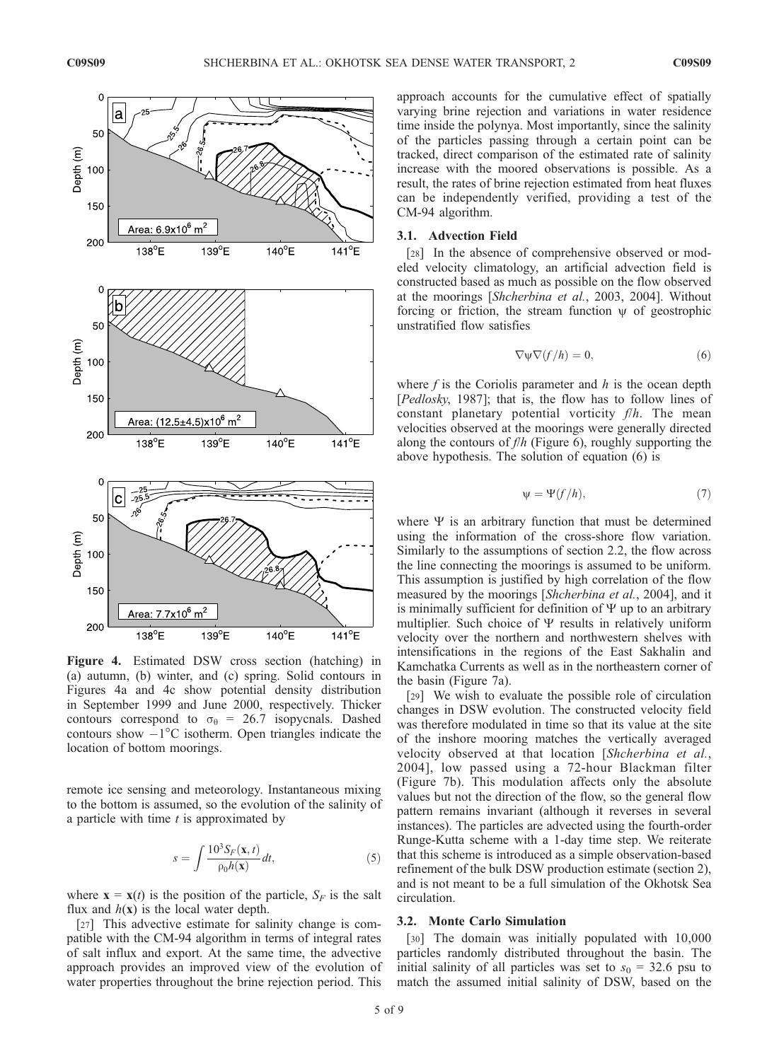Figure 4. Estimated DSW cross section (hatching) in (a) autumn, (b) winter, and (c) spring. Solid contours in Figures 4a and 4c show potential density distribution in September 1999 and June 2000, respectively. Thicker contours correspond to $\sigma_\theta$ = 26.7 isopycnals. Dashed contours show $-1^\circ$C isotherm. Open triangles indicate the location of bottom moorings.

remote ice sensing and meteorology. Instantaneous mixing to the bottom is assumed, so the evolution of the salinity of a particle with time $t$ is approximated by

$$s = \int \frac{10^3 S_F(\mathbf{x}, t)}{\rho_0 h(\mathbf{x})} dt, \tag{5}$$

where $\mathbf{x} = \mathbf{x}(t)$ is the position of the particle, $S_F$ is the salt flux and $h(\mathbf{x})$ is the local water depth.

[27] This advective estimate for salinity change is compatible with the CM-94 algorithm in terms of integral rates of salt influx and export. At the same time, the advective approach provides an improved view of the evolution of water properties throughout the brine rejection period. This approach accounts for the cumulative effect of spatially varying brine rejection and variations in water residence time inside the polynya. Most importantly, since the salinity of the particles passing through a certain point can be tracked, direct comparison of the estimated rate of salinity increase with the moored observations is possible. As a result, the rates of brine rejection estimated from heat fluxes can be independently verified, providing a test of the CM-94 algorithm.

### 3.1. Advection Field

[28] In the absence of comprehensive observed or modeled velocity climatology, an artificial advection field is constructed based as much as possible on the flow observed at the moorings [*Shcherbina et al.*, 2003, 2004]. Without forcing or friction, the stream function $\psi$ of geostrophic unstratified flow satisfies

$$\nabla\psi\nabla(f/h) = 0, \tag{6}$$

where $f$ is the Coriolis parameter and $h$ is the ocean depth [*Pedlosky*, 1987]; that is, the flow has to follow lines of constant planetary potential vorticity $f/h$. The mean velocities observed at the moorings were generally directed along the contours of $f/h$ (Figure 6), roughly supporting the above hypothesis. The solution of equation (6) is

$$\psi = \Psi(f/h), \tag{7}$$

where $\Psi$ is an arbitrary function that must be determined using the information of the cross-shore flow variation. Similarly to the assumptions of section 2.2, the flow across the line connecting the moorings is assumed to be uniform. This assumption is justified by high correlation of the flow measured by the moorings [*Shcherbina et al.*, 2004], and it is minimally sufficient for definition of $\Psi$ up to an arbitrary multiplier. Such choice of $\Psi$ results in relatively uniform velocity over the northern and northwestern shelves with intensifications in the regions of the East Sakhalin and Kamchatka Currents as well as in the northeastern corner of the basin (Figure 7a).

[29] We wish to evaluate the possible role of circulation changes in DSW evolution. The constructed velocity field was therefore modulated in time so that its value at the site of the inshore mooring matches the vertically averaged velocity observed at that location [*Shcherbina et al.*, 2004], low passed using a 72-hour Blackman filter (Figure 7b). This modulation affects only the absolute values but not the direction of the flow, so the general flow pattern remains invariant (although it reverses in several instances). The particles are advected using the fourth-order Runge-Kutta scheme with a 1-day time step. We reiterate that this scheme is introduced as a simple observation-based refinement of the bulk DSW production estimate (section 2), and is not meant to be a full simulation of the Okhotsk Sea circulation.

### 3.2. Monte Carlo Simulation

[30] The domain was initially populated with 10,000 particles randomly distributed throughout the basin. The initial salinity of all particles was set to $s_0$ = 32.6 psu to match the assumed initial salinity of DSW, based on the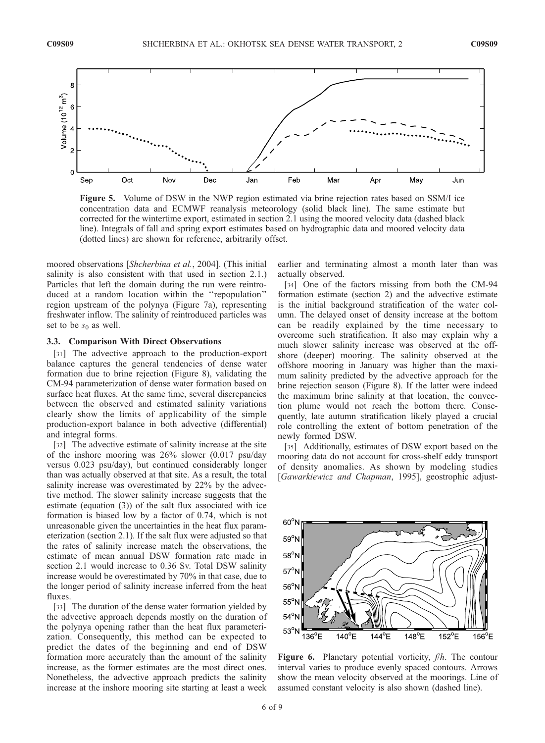**Figure 5.** Volume of DSW in the NWP region estimated via brine rejection rates based on SSM/I ice concentration data and ECMWF reanalysis meteorology (solid black line). The same estimate but corrected for the wintertime export, estimated in section 2.1 using the moored velocity data (dashed black line). Integrals of fall and spring export estimates based on hydrographic data and moored velocity data (dotted lines) are shown for reference, arbitrarily offset.

moored observations [*Shcherbina et al.*, 2004]. (This initial salinity is also consistent with that used in section 2.1.) Particles that left the domain during the run were reintroduced at a random location within the "repopulation" region upstream of the polynya (Figure 7a), representing freshwater inflow. The salinity of reintroduced particles was set to be $s_0$ as well.

### 3.3. Comparison With Direct Observations

[31] The advective approach to the production-export balance captures the general tendencies of dense water formation due to brine rejection (Figure 8), validating the CM-94 parameterization of dense water formation based on surface heat fluxes. At the same time, several discrepancies between the observed and estimated salinity variations clearly show the limits of applicability of the simple production-export balance in both advective (differential) and integral forms.

[32] The advective estimate of salinity increase at the site of the inshore mooring was 26% slower (0.017 psu/day versus 0.023 psu/day), but continued considerably longer than was actually observed at that site. As a result, the total salinity increase was overestimated by 22% by the advective method. The slower salinity increase suggests that the estimate (equation (3)) of the salt flux associated with ice formation is biased low by a factor of 0.74, which is not unreasonable given the uncertainties in the heat flux parameterization (section 2.1). If the salt flux were adjusted so that the rates of salinity increase match the observations, the estimate of mean annual DSW formation rate made in section 2.1 would increase to 0.36 Sv. Total DSW salinity increase would be overestimated by 70% in that case, due to the longer period of salinity increase inferred from the heat fluxes.

[33] The duration of the dense water formation yielded by the advective approach depends mostly on the duration of the polynya opening rather than the heat flux parameterization. Consequently, this method can be expected to predict the dates of the beginning and end of DSW formation more accurately than the amount of the salinity increase, as the former estimates are the most direct ones. Nonetheless, the advective approach predicts the salinity increase at the inshore mooring site starting at least a week earlier and terminating almost a month later than was actually observed.

[34] One of the factors missing from both the CM-94 formation estimate (section 2) and the advective estimate is the initial background stratification of the water column. The delayed onset of density increase at the bottom can be readily explained by the time necessary to overcome such stratification. It also may explain why a much slower salinity increase was observed at the offshore (deeper) mooring. The salinity observed at the offshore mooring in January was higher than the maximum salinity predicted by the advective approach for the brine rejection season (Figure 8). If the latter were indeed the maximum brine salinity at that location, the convection plume would not reach the bottom there. Consequently, late autumn stratification likely played a crucial role controlling the extent of bottom penetration of the newly formed DSW.

[35] Additionally, estimates of DSW export based on the mooring data do not account for cross-shelf eddy transport of density anomalies. As shown by modeling studies [*Gawarkiewicz and Chapman*, 1995], geostrophic adjust-

**Figure 6.** Planetary potential vorticity, $f/h$. The contour interval varies to produce evenly spaced contours. Arrows show the mean velocity observed at the moorings. Line of assumed constant velocity is also shown (dashed line).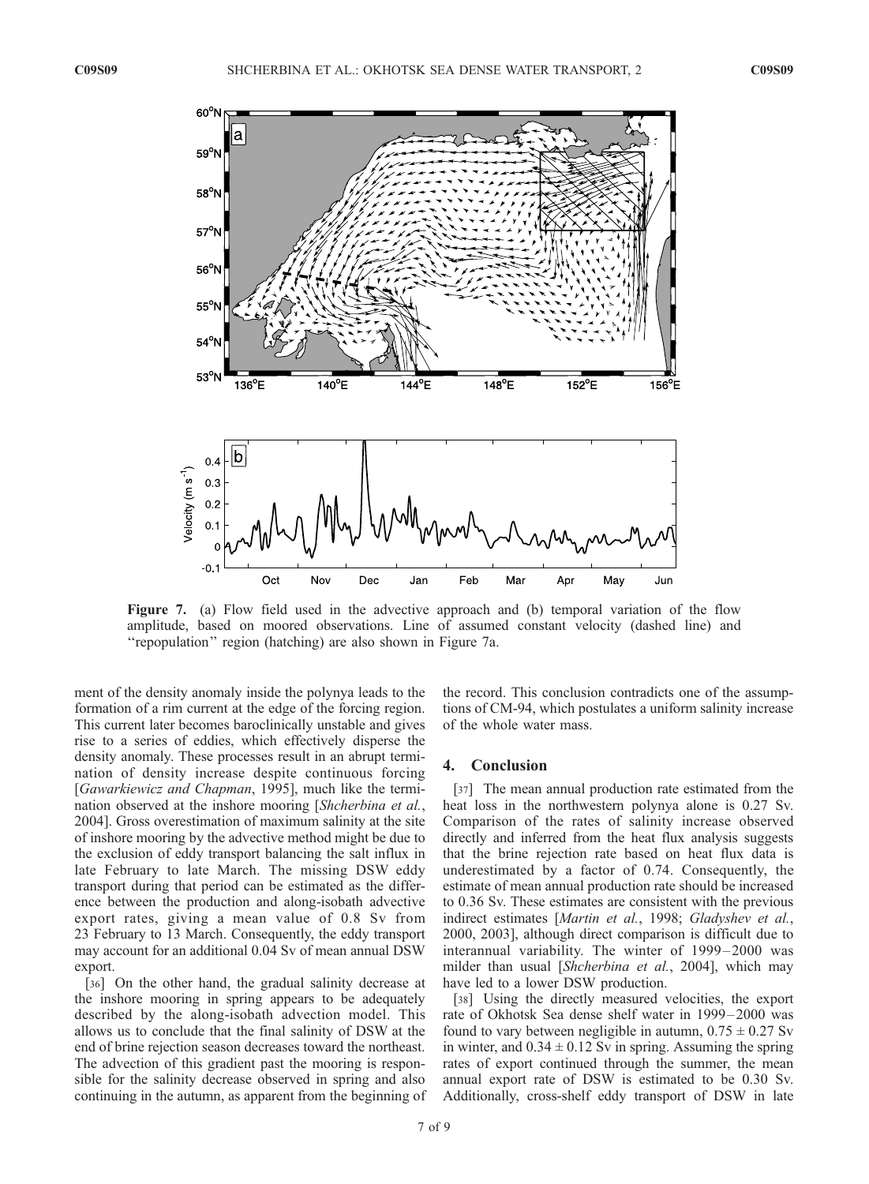**Figure 7.** (a) Flow field used in the advective approach and (b) temporal variation of the flow amplitude, based on moored observations. Line of assumed constant velocity (dashed line) and "repopulation" region (hatching) are also shown in Figure 7a.

ment of the density anomaly inside the polynya leads to the formation of a rim current at the edge of the forcing region. This current later becomes baroclinically unstable and gives rise to a series of eddies, which effectively disperse the density anomaly. These processes result in an abrupt termination of density increase despite continuous forcing [*Gawarkiewicz and Chapman*, 1995], much like the termination observed at the inshore mooring [*Shcherbina et al.*, 2004]. Gross overestimation of maximum salinity at the site of inshore mooring by the advective method might be due to the exclusion of eddy transport balancing the salt influx in late February to late March. The missing DSW eddy transport during that period can be estimated as the difference between the production and along-isobath advective export rates, giving a mean value of 0.8 Sv from 23 February to 13 March. Consequently, the eddy transport may account for an additional 0.04 Sv of mean annual DSW export.

[36] On the other hand, the gradual salinity decrease at the inshore mooring in spring appears to be adequately described by the along-isobath advection model. This allows us to conclude that the final salinity of DSW at the end of brine rejection season decreases toward the northeast. The advection of this gradient past the mooring is responsible for the salinity decrease observed in spring and also continuing in the autumn, as apparent from the beginning of the record. This conclusion contradicts one of the assumptions of CM-94, which postulates a uniform salinity increase of the whole water mass.

## 4. Conclusion

[37] The mean annual production rate estimated from the heat loss in the northwestern polynya alone is 0.27 Sv. Comparison of the rates of salinity increase observed directly and inferred from the heat flux analysis suggests that the brine rejection rate based on heat flux data is underestimated by a factor of 0.74. Consequently, the estimate of mean annual production rate should be increased to 0.36 Sv. These estimates are consistent with the previous indirect estimates [*Martin et al.*, 1998; *Gladyshev et al.*, 2000, 2003], although direct comparison is difficult due to interannual variability. The winter of 1999–2000 was milder than usual [*Shcherbina et al.*, 2004], which may have led to a lower DSW production.

[38] Using the directly measured velocities, the export rate of Okhotsk Sea dense shelf water in 1999–2000 was found to vary between negligible in autumn, $0.75 \pm 0.27$ Sv in winter, and $0.34 \pm 0.12$ Sv in spring. Assuming the spring rates of export continued through the summer, the mean annual export rate of DSW is estimated to be 0.30 Sv. Additionally, cross-shelf eddy transport of DSW in late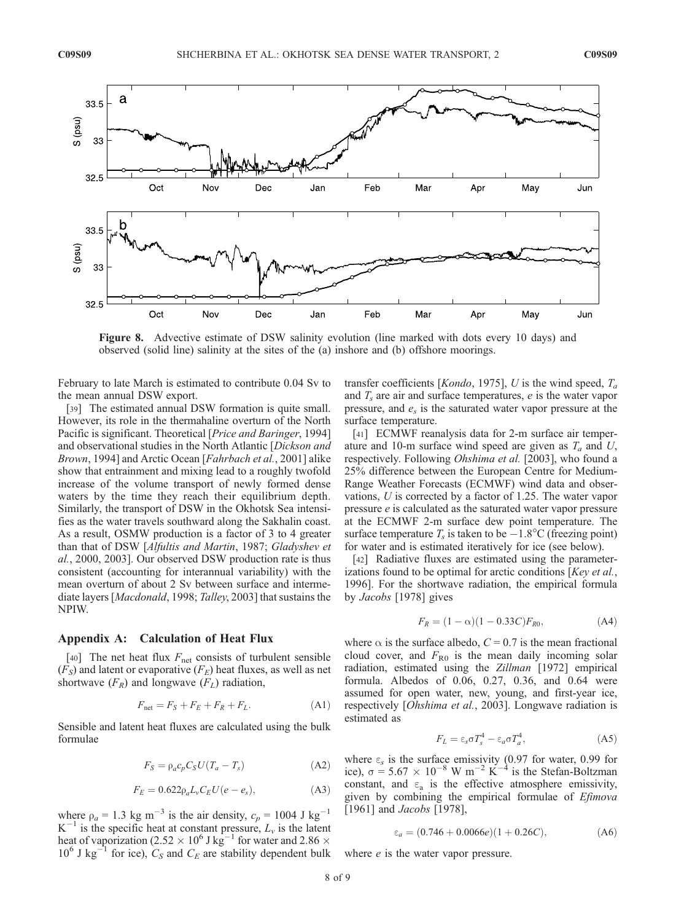**Figure 8.** Advective estimate of DSW salinity evolution (line marked with dots every 10 days) and observed (solid line) salinity at the sites of the (a) inshore and (b) offshore moorings.

February to late March is estimated to contribute 0.04 Sv to the mean annual DSW export.

[39] The estimated annual DSW formation is quite small. However, its role in the thermahaline overturn of the North Pacific is significant. Theoretical [*Price and Baringer*, 1994] and observational studies in the North Atlantic [*Dickson and Brown*, 1994] and Arctic Ocean [*Fahrbach et al.*, 2001] alike show that entrainment and mixing lead to a roughly twofold increase of the volume transport of newly formed dense waters by the time they reach their equilibrium depth. Similarly, the transport of DSW in the Okhotsk Sea intensifies as the water travels southward along the Sakhalin coast. As a result, OSMW production is a factor of 3 to 4 greater than that of DSW [*Alfultis and Martin*, 1987; *Gladyshev et al.*, 2000, 2003]. Our observed DSW production rate is thus consistent (accounting for interannual variability) with the mean overturn of about 2 Sv between surface and intermediate layers [*Macdonald*, 1998; *Talley*, 2003] that sustains the NPIW.

## Appendix A: Calculation of Heat Flux

[40] The net heat flux $F_{\mathrm{net}}$ consists of turbulent sensible ($F_S$) and latent or evaporative ($F_E$) heat fluxes, as well as net shortwave ($F_R$) and longwave ($F_L$) radiation,

$$F_{\mathrm{net}} = F_S + F_E + F_R + F_L. \tag{A1}$$

Sensible and latent heat fluxes are calculated using the bulk formulae

$$F_S = \rho_a c_p C_S U (T_a - T_s) \tag{A2}$$

$$F_E = 0.622 \rho_a L_v C_E U (e - e_s), \tag{A3}$$

where $\rho_a = 1.3$ kg m$^{-3}$ is the air density, $c_p = 1004$ J kg$^{-1}$ K$^{-1}$ is the specific heat at constant pressure, $L_v$ is the latent heat of vaporization ($2.52 \times 10^6$ J kg$^{-1}$ for water and $2.86 \times 10^6$ J kg$^{-1}$ for ice), $C_S$ and $C_E$ are stability dependent bulk transfer coefficients [*Kondo*, 1975], $U$ is the wind speed, $T_a$ and $T_s$ are air and surface temperatures, $e$ is the water vapor pressure, and $e_s$ is the saturated water vapor pressure at the surface temperature.

[41] ECMWF reanalysis data for 2-m surface air temperature and 10-m surface wind speed are given as $T_a$ and $U$, respectively. Following *Ohshima et al.* [2003], who found a 25% difference between the European Centre for Medium-Range Weather Forecasts (ECMWF) wind data and observations, $U$ is corrected by a factor of 1.25. The water vapor pressure $e$ is calculated as the saturated water vapor pressure at the ECMWF 2-m surface dew point temperature. The surface temperature $T_s$ is taken to be $-1.8°$C (freezing point) for water and is estimated iteratively for ice (see below).

[42] Radiative fluxes are estimated using the parameterizations found to be optimal for arctic conditions [*Key et al.*, 1996]. For the shortwave radiation, the empirical formula by *Jacobs* [1978] gives

$$F_R = (1 - \alpha)(1 - 0.33C) F_{R0}, \tag{A4}$$

where $\alpha$ is the surface albedo, $C = 0.7$ is the mean fractional cloud cover, and $F_{R0}$ is the mean daily incoming solar radiation, estimated using the *Zillman* [1972] empirical formula. Albedos of 0.06, 0.27, 0.36, and 0.64 were assumed for open water, new, young, and first-year ice, respectively [*Ohshima et al.*, 2003]. Longwave radiation is estimated as

$$F_L = \varepsilon_s \sigma T_s^4 - \varepsilon_a \sigma T_a^4, \tag{A5}$$

where $\varepsilon_s$ is the surface emissivity (0.97 for water, 0.99 for ice), $\sigma = 5.67 \times 10^{-8}$ W m$^{-2}$ K$^{-4}$ is the Stefan-Boltzman constant, and $\varepsilon_a$ is the effective atmosphere emissivity, given by combining the empirical formulae of *Efimova* [1961] and *Jacobs* [1978],

$$\varepsilon_a = (0.746 + 0.0066e)(1 + 0.26C), \tag{A6}$$

where $e$ is the water vapor pressure.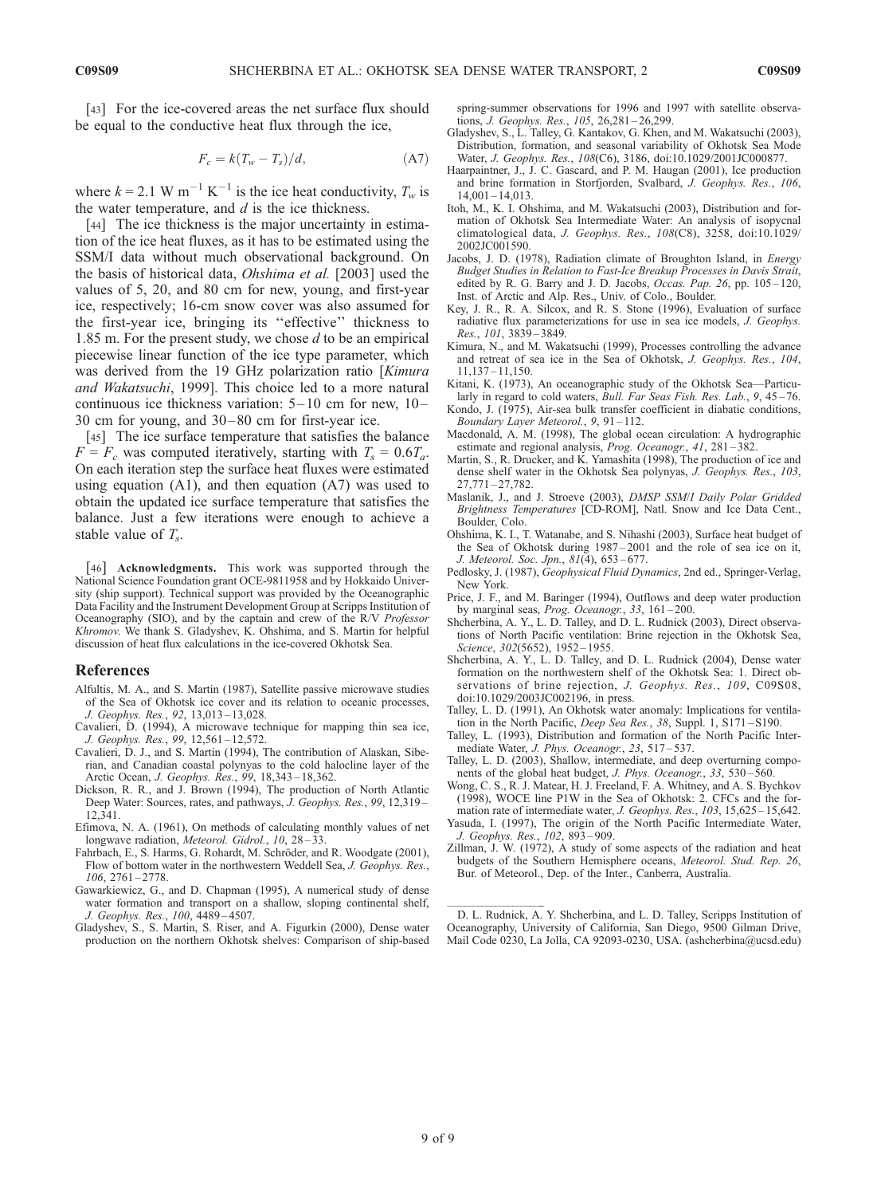[43] For the ice-covered areas the net surface flux should be equal to the conductive heat flux through the ice,

$$F_c = k(T_w - T_s)/d, \tag{A7}$$

where $k = 2.1$ W m$^{-1}$ K$^{-1}$ is the ice heat conductivity, $T_w$ is the water temperature, and $d$ is the ice thickness.

[44] The ice thickness is the major uncertainty in estimation of the ice heat fluxes, as it has to be estimated using the SSM/I data without much observational background. On the basis of historical data, *Ohshima et al.* [2003] used the values of 5, 20, and 80 cm for new, young, and first-year ice, respectively; 16-cm snow cover was also assumed for the first-year ice, bringing its ''effective'' thickness to 1.85 m. For the present study, we chose $d$ to be an empirical piecewise linear function of the ice type parameter, which was derived from the 19 GHz polarization ratio [*Kimura and Wakatsuchi*, 1999]. This choice led to a more natural continuous ice thickness variation: 5–10 cm for new, 10–30 cm for young, and 30–80 cm for first-year ice.

[45] The ice surface temperature that satisfies the balance $F = F_c$ was computed iteratively, starting with $T_s = 0.6T_a$. On each iteration step the surface heat fluxes were estimated using equation (A1), and then equation (A7) was used to obtain the updated ice surface temperature that satisfies the balance. Just a few iterations were enough to achieve a stable value of $T_s$.

[46] **Acknowledgments.** This work was supported through the National Science Foundation grant OCE-9811958 and by Hokkaido University (ship support). Technical support was provided by the Oceanographic Data Facility and the Instrument Development Group at Scripps Institution of Oceanography (SIO), and by the captain and crew of the R/V *Professor Khromov*. We thank S. Gladyshev, K. Ohshima, and S. Martin for helpful discussion of heat flux calculations in the ice-covered Okhotsk Sea.

## References

Alfultis, M. A., and S. Martin (1987), Satellite passive microwave studies of the Sea of Okhotsk ice cover and its relation to oceanic processes, *J. Geophys. Res.*, *92*, 13,013–13,028.

Cavalieri, D. (1994), A microwave technique for mapping thin sea ice, *J. Geophys. Res.*, *99*, 12,561–12,572.

Cavalieri, D. J., and S. Martin (1994), The contribution of Alaskan, Siberian, and Canadian coastal polynyas to the cold halocline layer of the Arctic Ocean, *J. Geophys. Res.*, *99*, 18,343–18,362.

Dickson, R. R., and J. Brown (1994), The production of North Atlantic Deep Water: Sources, rates, and pathways, *J. Geophys. Res.*, *99*, 12,319–12,341.

Efimova, N. A. (1961), On methods of calculating monthly values of net longwave radiation, *Meteorol. Gidrol.*, *10*, 28–33.

Fahrbach, E., S. Harms, G. Rohardt, M. Schröder, and R. Woodgate (2001), Flow of bottom water in the northwestern Weddell Sea, *J. Geophys. Res.*, *106*, 2761–2778.

Gawarkiewicz, G., and D. Chapman (1995), A numerical study of dense water formation and transport on a shallow, sloping continental shelf, *J. Geophys. Res.*, *100*, 4489–4507.

Gladyshev, S., S. Martin, S. Riser, and A. Figurkin (2000), Dense water production on the northern Okhotsk shelves: Comparison of ship-based spring-summer observations for 1996 and 1997 with satellite observations, *J. Geophys. Res.*, *105*, 26,281–26,299.

Gladyshev, S., L. Talley, G. Kantakov, G. Khen, and M. Wakatsuchi (2003), Distribution, formation, and seasonal variability of Okhotsk Sea Mode Water, *J. Geophys. Res.*, *108*(C6), 3186, doi:10.1029/2001JC000877.

Haarpaintner, J., J. C. Gascard, and P. M. Haugan (2001), Ice production and brine formation in Storfjorden, Svalbard, *J. Geophys. Res.*, *106*, 14,001–14,013.

Itoh, M., K. I. Ohshima, and M. Wakatsuchi (2003), Distribution and formation of Okhotsk Sea Intermediate Water: An analysis of isopycnal climatological data, *J. Geophys. Res.*, *108*(C8), 3258, doi:10.1029/2002JC001590.

Jacobs, J. D. (1978), Radiation climate of Broughton Island, in *Energy Budget Studies in Relation to Fast-Ice Breakup Processes in Davis Strait*, edited by R. G. Barry and J. D. Jacobs, *Occas. Pap. 26*, pp. 105–120, Inst. of Arctic and Alp. Res., Univ. of Colo., Boulder.

Key, J. R., R. A. Silcox, and R. S. Stone (1996), Evaluation of surface radiative flux parameterizations for use in sea ice models, *J. Geophys. Res.*, *101*, 3839–3849.

Kimura, N., and M. Wakatsuchi (1999), Processes controlling the advance and retreat of sea ice in the Sea of Okhotsk, *J. Geophys. Res.*, *104*, 11,137–11,150.

Kitani, K. (1973), An oceanographic study of the Okhotsk Sea—Particularly in regard to cold waters, *Bull. Far Seas Fish. Res. Lab.*, *9*, 45–76.

Kondo, J. (1975), Air-sea bulk transfer coefficient in diabatic conditions, *Boundary Layer Meteorol.*, *9*, 91–112.

Macdonald, A. M. (1998), The global ocean circulation: A hydrographic estimate and regional analysis, *Prog. Oceanogr.*, *41*, 281–382.

Martin, S., R. Drucker, and K. Yamashita (1998), The production of ice and dense shelf water in the Okhotsk Sea polynyas, *J. Geophys. Res.*, *103*, 27,771–27,782.

Maslanik, J., and J. Stroeve (2003), *DMSP SSM/I Daily Polar Gridded Brightness Temperatures* [CD-ROM], Natl. Snow and Ice Data Cent., Boulder, Colo.

Ohshima, K. I., T. Watanabe, and S. Nihashi (2003), Surface heat budget of the Sea of Okhotsk during 1987–2001 and the role of sea ice on it, *J. Meteorol. Soc. Jpn.*, *81*(4), 653–677.

Pedlosky, J. (1987), *Geophysical Fluid Dynamics*, 2nd ed., Springer-Verlag, New York.

Price, J. F., and M. Baringer (1994), Outflows and deep water production by marginal seas, *Prog. Oceanogr.*, *33*, 161–200.

Shcherbina, A. Y., L. D. Talley, and D. L. Rudnick (2003), Direct observations of North Pacific ventilation: Brine rejection in the Okhotsk Sea, *Science*, *302*(5652), 1952–1955.

Shcherbina, A. Y., L. D. Talley, and D. L. Rudnick (2004), Dense water formation on the northwestern shelf of the Okhotsk Sea: 1. Direct observations of brine rejection, *J. Geophys. Res.*, *109*, C09S08, doi:10.1029/2003JC002196, in press.

Talley, L. D. (1991), An Okhotsk water anomaly: Implications for ventilation in the North Pacific, *Deep Sea Res.*, *38*, Suppl. 1, S171–S190.

Talley, L. (1993), Distribution and formation of the North Pacific Intermediate Water, *J. Phys. Oceanogr.*, *23*, 517–537.

Talley, L. D. (2003), Shallow, intermediate, and deep overturning components of the global heat budget, *J. Phys. Oceanogr.*, *33*, 530–560.

Wong, C. S., R. J. Matear, H. J. Freeland, F. A. Whitney, and A. S. Bychkov (1998), WOCE line P1W in the Sea of Okhotsk: 2. CFCs and the formation rate of intermediate water, *J. Geophys. Res.*, *103*, 15,625–15,642.

Yasuda, I. (1997), The origin of the North Pacific Intermediate Water, *J. Geophys. Res.*, *102*, 893–909.

Zillman, J. W. (1972), A study of some aspects of the radiation and heat budgets of the Southern Hemisphere oceans, *Meteorol. Stud. Rep. 26*, Bur. of Meteorol., Dep. of the Inter., Canberra, Australia.

---

D. L. Rudnick, A. Y. Shcherbina, and L. D. Talley, Scripps Institution of Oceanography, University of California, San Diego, 9500 Gilman Drive, Mail Code 0230, La Jolla, CA 92093-0230, USA. (ashcherbina@ucsd.edu)